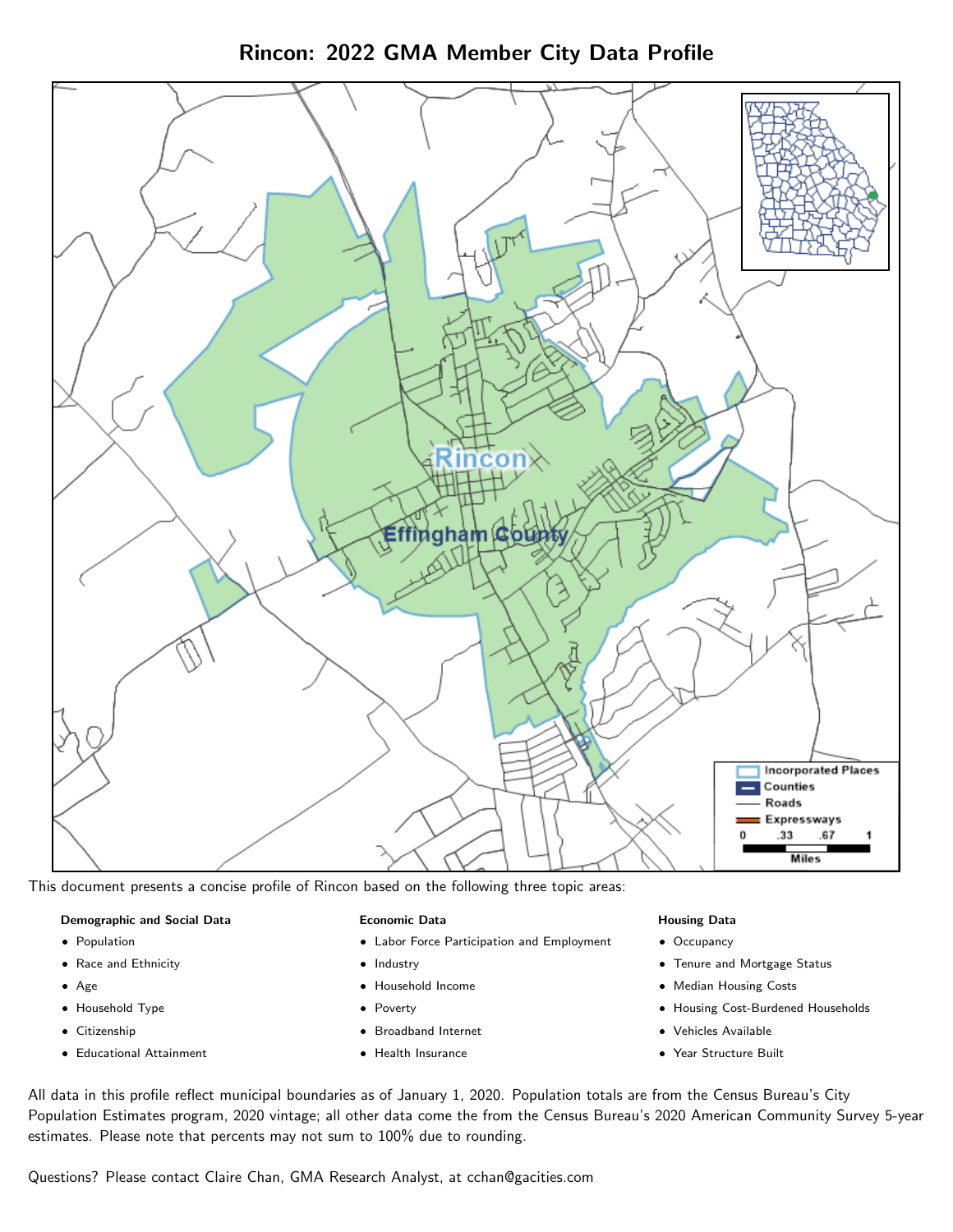# Rincon: 2022 GMA Member City Data Profile

This document presents a concise profile of Rincon based on the following three topic areas:

**Demographic and Social Data**

- Population
- Race and Ethnicity
- Age
- Household Type
- Citizenship
- Educational Attainment

**Economic Data**

- Labor Force Participation and Employment
- Industry
- Household Income
- Poverty
- Broadband Internet
- Health Insurance

**Housing Data**

- Occupancy
- Tenure and Mortgage Status
- Median Housing Costs
- Housing Cost-Burdened Households
- Vehicles Available
- Year Structure Built

All data in this profile reflect municipal boundaries as of January 1, 2020. Population totals are from the Census Bureau's City Population Estimates program, 2020 vintage; all other data come the from the Census Bureau's 2020 American Community Survey 5-year estimates. Please note that percents may not sum to 100% due to rounding.

Questions? Please contact Claire Chan, GMA Research Analyst, at cchan@gacities.com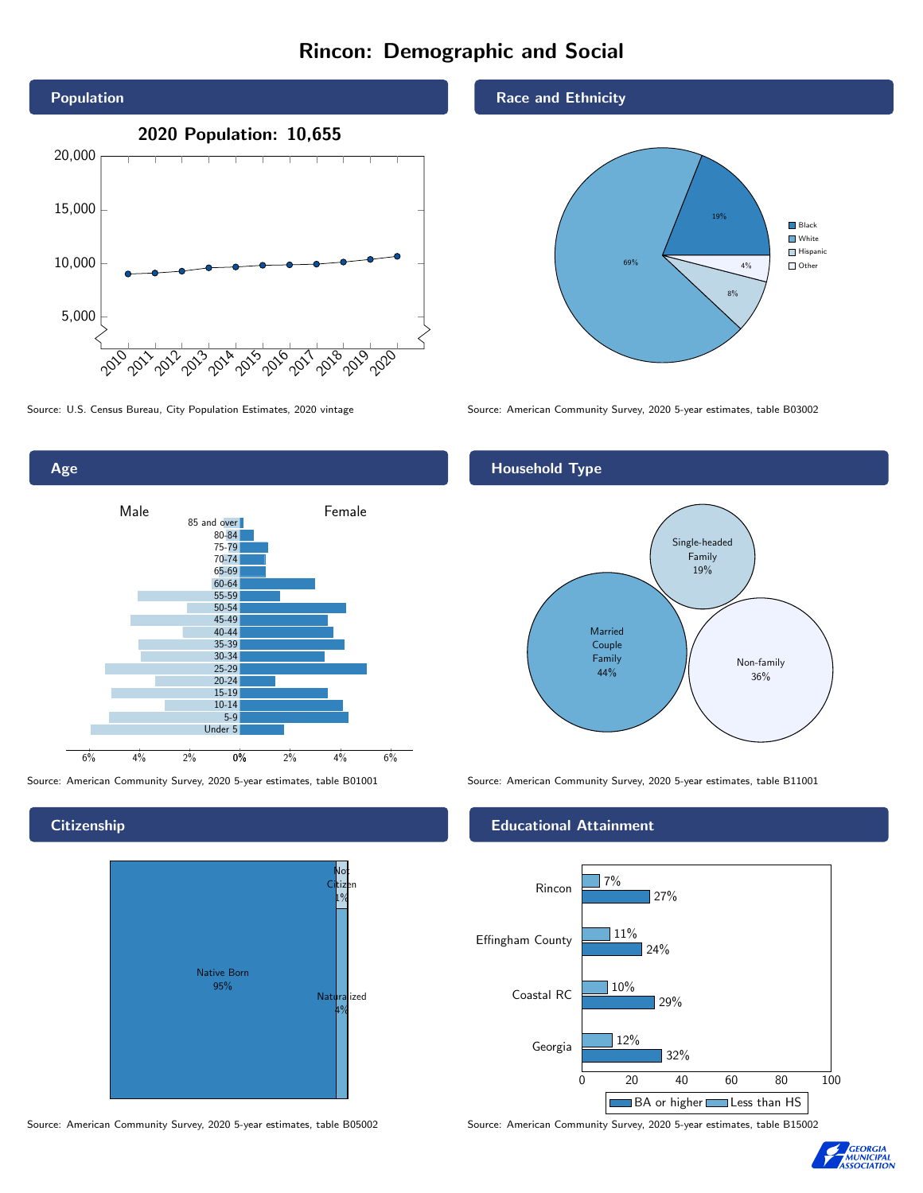# Rincon: Demographic and Social

## Population

2020 Population: 10,655

Source: U.S. Census Bureau, City Population Estimates, 2020 vintage

## Race and Ethnicity

| Group | Share |
|---|---|
| Black | 19% |
| White | 69% |
| Hispanic | 8% |
| Other | 4% |

Source: American Community Survey, 2020 5-year estimates, table B03002

## Age

Male / Female

85 and over, 80-84, 75-79, 70-74, 65-69, 60-64, 55-59, 50-54, 45-49, 40-44, 35-39, 30-34, 25-29, 20-24, 15-19, 10-14, 5-9, Under 5

Source: American Community Survey, 2020 5-year estimates, table B01001

## Household Type

| Household Type | Share |
|---|---|
| Married Couple Family | 44% |
| Single-headed Family | 19% |
| Non-family | 36% |

Source: American Community Survey, 2020 5-year estimates, table B11001

## Citizenship

| Status | Share |
|---|---|
| Native Born | 95% |
| Naturalized | 4% |
| Not Citizen | 1% |

Source: American Community Survey, 2020 5-year estimates, table B05002

## Educational Attainment

| Area | Less than HS | BA or higher |
|---|---|---|
| Rincon | 7% | 27% |
| Effingham County | 11% | 24% |
| Coastal RC | 10% | 29% |
| Georgia | 12% | 32% |

Source: American Community Survey, 2020 5-year estimates, table B15002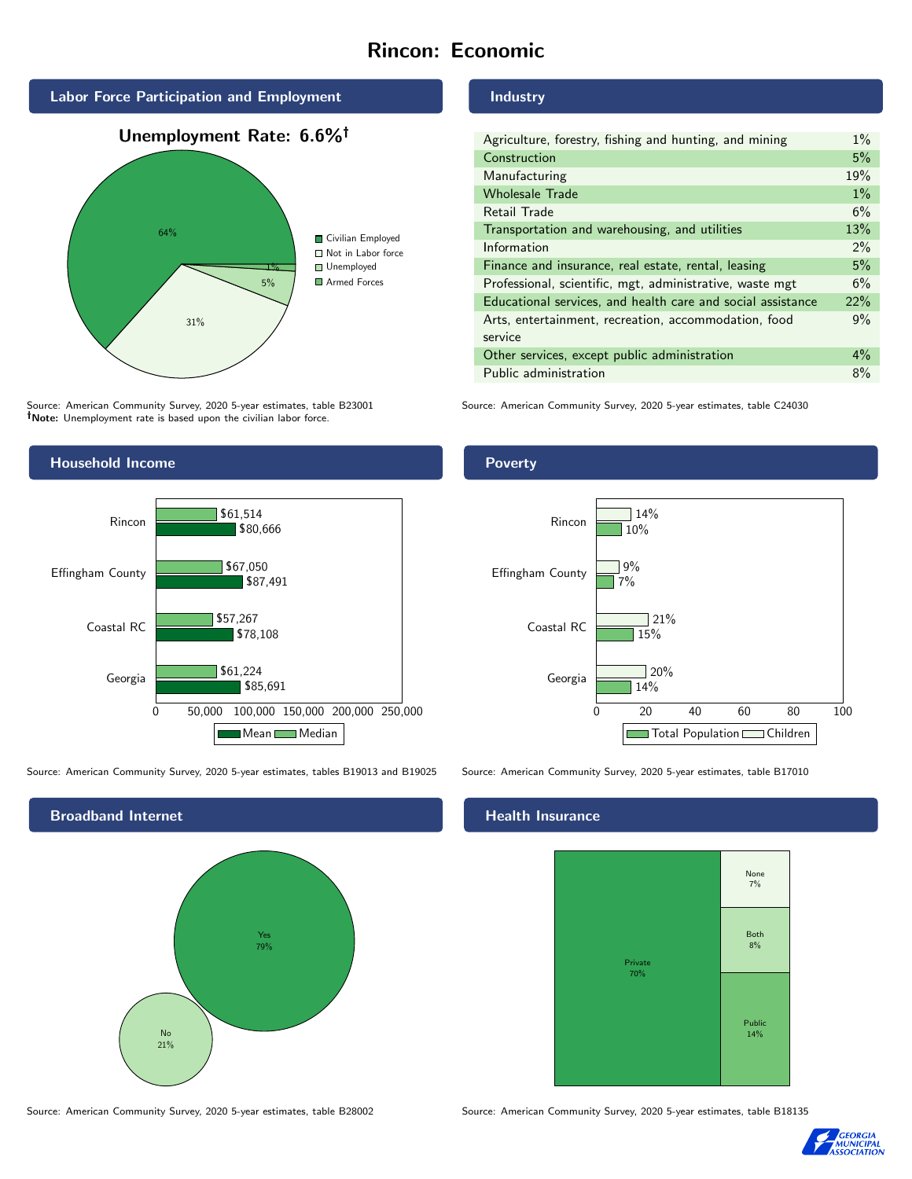# Rincon: Economic

## Labor Force Participation and Employment

**Unemployment Rate: 6.6%†**

| Category | Percent |
| --- | --- |
| Civilian Employed | 64% |
| Not in Labor force | 31% |
| Unemployed | 5% |
| Armed Forces | 1% |

Source: American Community Survey, 2020 5-year estimates, table B23001
**†Note:** Unemployment rate is based upon the civilian labor force.

## Industry

| Industry | Percent |
| --- | --- |
| Agriculture, forestry, fishing and hunting, and mining | 1% |
| Construction | 5% |
| Manufacturing | 19% |
| Wholesale Trade | 1% |
| Retail Trade | 6% |
| Transportation and warehousing, and utilities | 13% |
| Information | 2% |
| Finance and insurance, real estate, rental, leasing | 5% |
| Professional, scientific, mgt, administrative, waste mgt | 6% |
| Educational services, and health care and social assistance | 22% |
| Arts, entertainment, recreation, accommodation, food service | 9% |
| Other services, except public administration | 4% |
| Public administration | 8% |

Source: American Community Survey, 2020 5-year estimates, table C24030

## Household Income

| | Median | Mean |
| --- | --- | --- |
| Rincon | $61,514 | $80,666 |
| Effingham County | $67,050 | $87,491 |
| Coastal RC | $57,267 | $78,108 |
| Georgia | $61,224 | $85,691 |

Source: American Community Survey, 2020 5-year estimates, tables B19013 and B19025

## Poverty

| | Children | Total Population |
| --- | --- | --- |
| Rincon | 14% | 10% |
| Effingham County | 9% | 7% |
| Coastal RC | 21% | 15% |
| Georgia | 20% | 14% |

Source: American Community Survey, 2020 5-year estimates, table B17010

## Broadband Internet

| | Percent |
| --- | --- |
| Yes | 79% |
| No | 21% |

Source: American Community Survey, 2020 5-year estimates, table B28002

## Health Insurance

| | Percent |
| --- | --- |
| Private | 70% |
| Public | 14% |
| Both | 8% |
| None | 7% |

Source: American Community Survey, 2020 5-year estimates, table B18135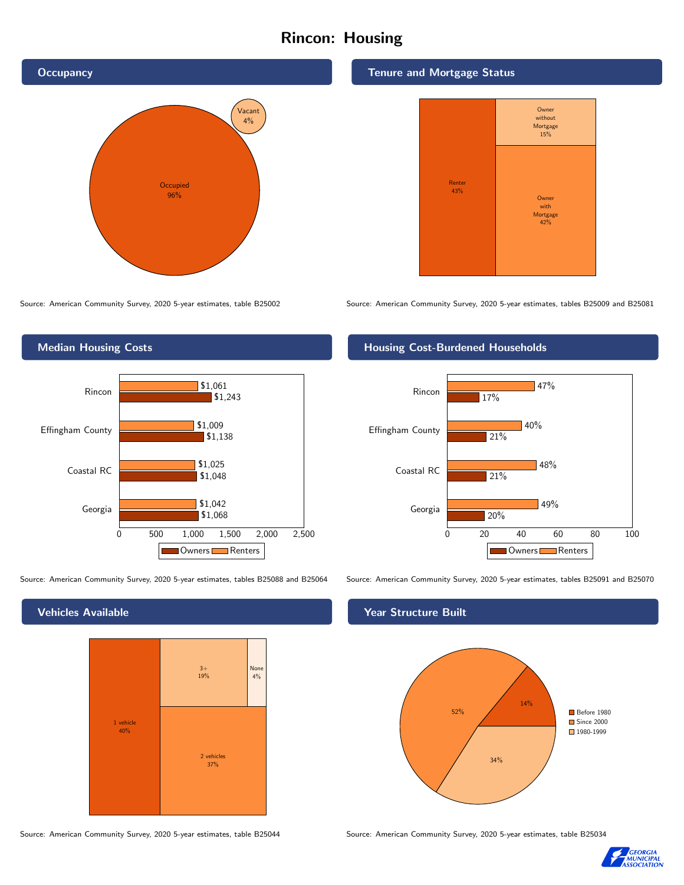# Rincon: Housing

## Occupancy

Occupied
96%

Vacant
4%

Source: American Community Survey, 2020 5-year estimates, table B25002

## Tenure and Mortgage Status

Renter
43%

Owner without Mortgage
15%

Owner with Mortgage
42%

Source: American Community Survey, 2020 5-year estimates, tables B25009 and B25081

## Median Housing Costs

Rincon
$1,061
$1,243

Effingham County
$1,009
$1,138

Coastal RC
$1,025
$1,048

Georgia
$1,042
$1,068

0 500 1,000 1,500 2,000 2,500

Owners Renters

Source: American Community Survey, 2020 5-year estimates, tables B25088 and B25064

## Housing Cost-Burdened Households

Rincon
47%
17%

Effingham County
40%
21%

Coastal RC
48%
21%

Georgia
49%
20%

0 20 40 60 80 100

Owners Renters

Source: American Community Survey, 2020 5-year estimates, tables B25091 and B25070

## Vehicles Available

1 vehicle
40%

2 vehicles
37%

3+
19%

None
4%

Source: American Community Survey, 2020 5-year estimates, table B25044

## Year Structure Built

14%
52%
34%

Before 1980
Since 2000
1980-1999

Source: American Community Survey, 2020 5-year estimates, table B25034